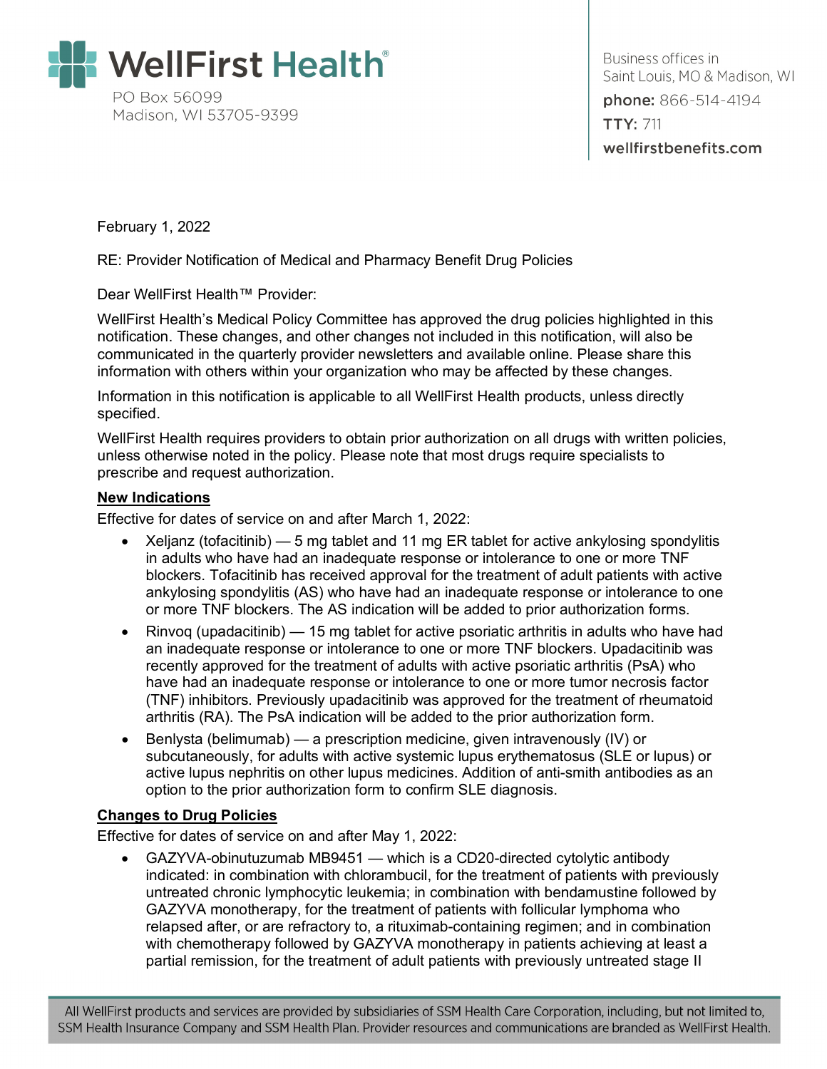# WellFirst Health®

PO Box 56099
Madison, WI 53705-9399

Business offices in
Saint Louis, MO & Madison, WI
**phone:** 866-514-4194
**TTY:** 711
**wellfirstbenefits.com**

February 1, 2022

RE: Provider Notification of Medical and Pharmacy Benefit Drug Policies

Dear WellFirst Health™ Provider:

WellFirst Health's Medical Policy Committee has approved the drug policies highlighted in this notification. These changes, and other changes not included in this notification, will also be communicated in the quarterly provider newsletters and available online. Please share this information with others within your organization who may be affected by these changes.

Information in this notification is applicable to all WellFirst Health products, unless directly specified.

WellFirst Health requires providers to obtain prior authorization on all drugs with written policies, unless otherwise noted in the policy. Please note that most drugs require specialists to prescribe and request authorization.

**New Indications**

Effective for dates of service on and after March 1, 2022:

- Xeljanz (tofacitinib) — 5 mg tablet and 11 mg ER tablet for active ankylosing spondylitis in adults who have had an inadequate response or intolerance to one or more TNF blockers. Tofacitinib has received approval for the treatment of adult patients with active ankylosing spondylitis (AS) who have had an inadequate response or intolerance to one or more TNF blockers. The AS indication will be added to prior authorization forms.
- Rinvoq (upadacitinib) — 15 mg tablet for active psoriatic arthritis in adults who have had an inadequate response or intolerance to one or more TNF blockers. Upadacitinib was recently approved for the treatment of adults with active psoriatic arthritis (PsA) who have had an inadequate response or intolerance to one or more tumor necrosis factor (TNF) inhibitors. Previously upadacitinib was approved for the treatment of rheumatoid arthritis (RA). The PsA indication will be added to the prior authorization form.
- Benlysta (belimumab) — a prescription medicine, given intravenously (IV) or subcutaneously, for adults with active systemic lupus erythematosus (SLE or lupus) or active lupus nephritis on other lupus medicines. Addition of anti-smith antibodies as an option to the prior authorization form to confirm SLE diagnosis.

**Changes to Drug Policies**

Effective for dates of service on and after May 1, 2022:

- GAZYVA-obinutuzumab MB9451 — which is a CD20-directed cytolytic antibody indicated: in combination with chlorambucil, for the treatment of patients with previously untreated chronic lymphocytic leukemia; in combination with bendamustine followed by GAZYVA monotherapy, for the treatment of patients with follicular lymphoma who relapsed after, or are refractory to, a rituximab-containing regimen; and in combination with chemotherapy followed by GAZYVA monotherapy in patients achieving at least a partial remission, for the treatment of adult patients with previously untreated stage II

All WellFirst products and services are provided by subsidiaries of SSM Health Care Corporation, including, but not limited to, SSM Health Insurance Company and SSM Health Plan. Provider resources and communications are branded as WellFirst Health.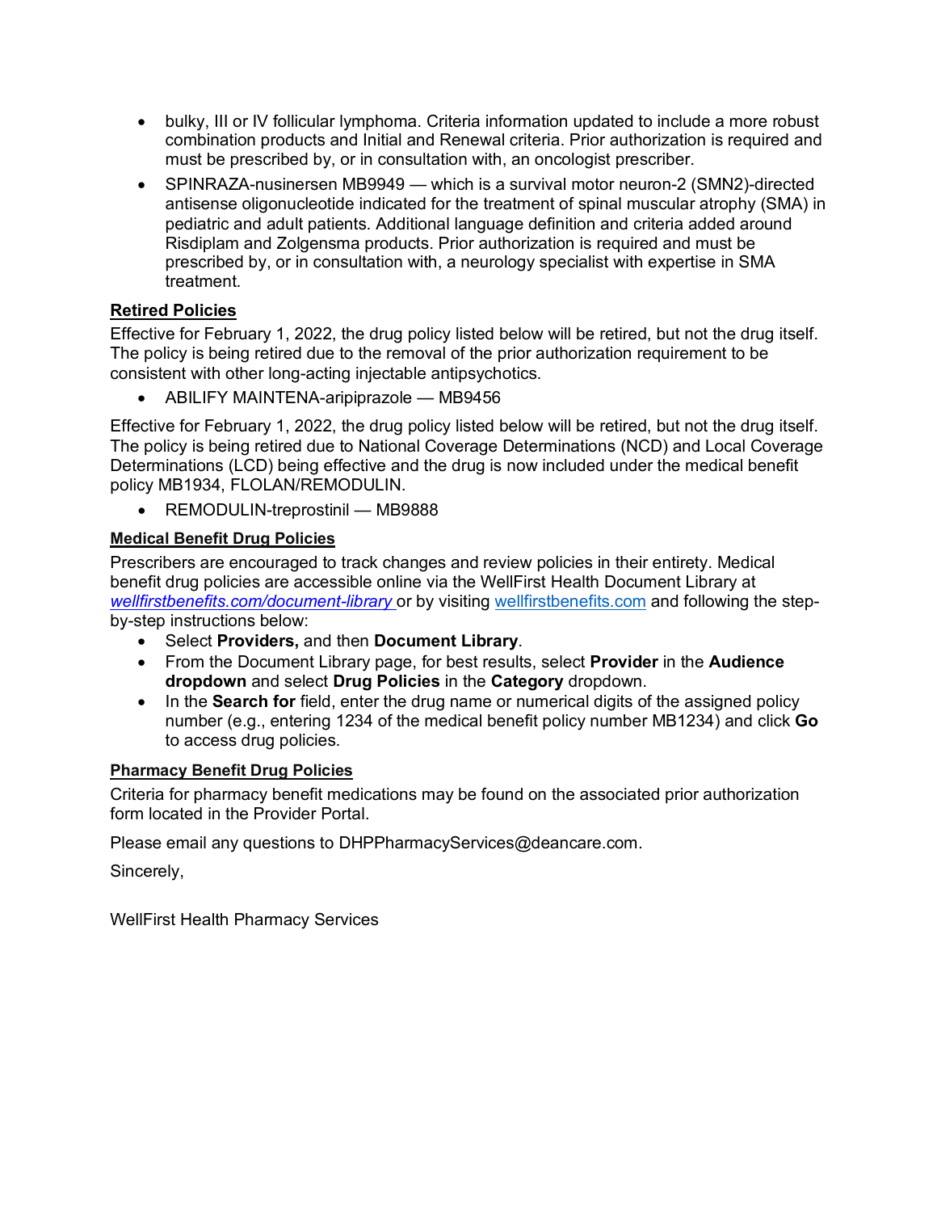- bulky, III or IV follicular lymphoma. Criteria information updated to include a more robust combination products and Initial and Renewal criteria. Prior authorization is required and must be prescribed by, or in consultation with, an oncologist prescriber.
- SPINRAZA-nusinersen MB9949 — which is a survival motor neuron-2 (SMN2)-directed antisense oligonucleotide indicated for the treatment of spinal muscular atrophy (SMA) in pediatric and adult patients. Additional language definition and criteria added around Risdiplam and Zolgensma products. Prior authorization is required and must be prescribed by, or in consultation with, a neurology specialist with expertise in SMA treatment.

**Retired Policies**

Effective for February 1, 2022, the drug policy listed below will be retired, but not the drug itself. The policy is being retired due to the removal of the prior authorization requirement to be consistent with other long-acting injectable antipsychotics.

- ABILIFY MAINTENA-aripiprazole — MB9456

Effective for February 1, 2022, the drug policy listed below will be retired, but not the drug itself. The policy is being retired due to National Coverage Determinations (NCD) and Local Coverage Determinations (LCD) being effective and the drug is now included under the medical benefit policy MB1934, FLOLAN/REMODULIN.

- REMODULIN-treprostinil — MB9888

**Medical Benefit Drug Policies**

Prescribers are encouraged to track changes and review policies in their entirety. Medical benefit drug policies are accessible online via the WellFirst Health Document Library at *wellfirstbenefits.com/document-library* or by visiting wellfirstbenefits.com and following the step-by-step instructions below:

- Select **Providers,** and then **Document Library**.
- From the Document Library page, for best results, select **Provider** in the **Audience dropdown** and select **Drug Policies** in the **Category** dropdown.
- In the **Search for** field, enter the drug name or numerical digits of the assigned policy number (e.g., entering 1234 of the medical benefit policy number MB1234) and click **Go** to access drug policies.

**Pharmacy Benefit Drug Policies**

Criteria for pharmacy benefit medications may be found on the associated prior authorization form located in the Provider Portal.

Please email any questions to DHPPharmacyServices@deancare.com.

Sincerely,

WellFirst Health Pharmacy Services